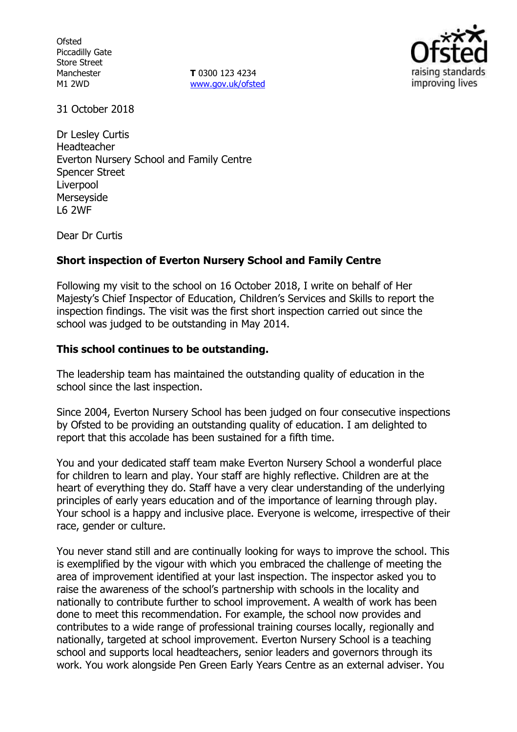Ofsted
Piccadilly Gate
Store Street
Manchester
M1 2WD

**T** 0300 123 4234
www.gov.uk/ofsted

31 October 2018

Dr Lesley Curtis
Headteacher
Everton Nursery School and Family Centre
Spencer Street
Liverpool
Merseyside
L6 2WF

Dear Dr Curtis

**Short inspection of Everton Nursery School and Family Centre**

Following my visit to the school on 16 October 2018, I write on behalf of Her Majesty's Chief Inspector of Education, Children's Services and Skills to report the inspection findings. The visit was the first short inspection carried out since the school was judged to be outstanding in May 2014.

**This school continues to be outstanding.**

The leadership team has maintained the outstanding quality of education in the school since the last inspection.

Since 2004, Everton Nursery School has been judged on four consecutive inspections by Ofsted to be providing an outstanding quality of education. I am delighted to report that this accolade has been sustained for a fifth time.

You and your dedicated staff team make Everton Nursery School a wonderful place for children to learn and play. Your staff are highly reflective. Children are at the heart of everything they do. Staff have a very clear understanding of the underlying principles of early years education and of the importance of learning through play. Your school is a happy and inclusive place. Everyone is welcome, irrespective of their race, gender or culture.

You never stand still and are continually looking for ways to improve the school. This is exemplified by the vigour with which you embraced the challenge of meeting the area of improvement identified at your last inspection. The inspector asked you to raise the awareness of the school's partnership with schools in the locality and nationally to contribute further to school improvement. A wealth of work has been done to meet this recommendation. For example, the school now provides and contributes to a wide range of professional training courses locally, regionally and nationally, targeted at school improvement. Everton Nursery School is a teaching school and supports local headteachers, senior leaders and governors through its work. You work alongside Pen Green Early Years Centre as an external adviser. You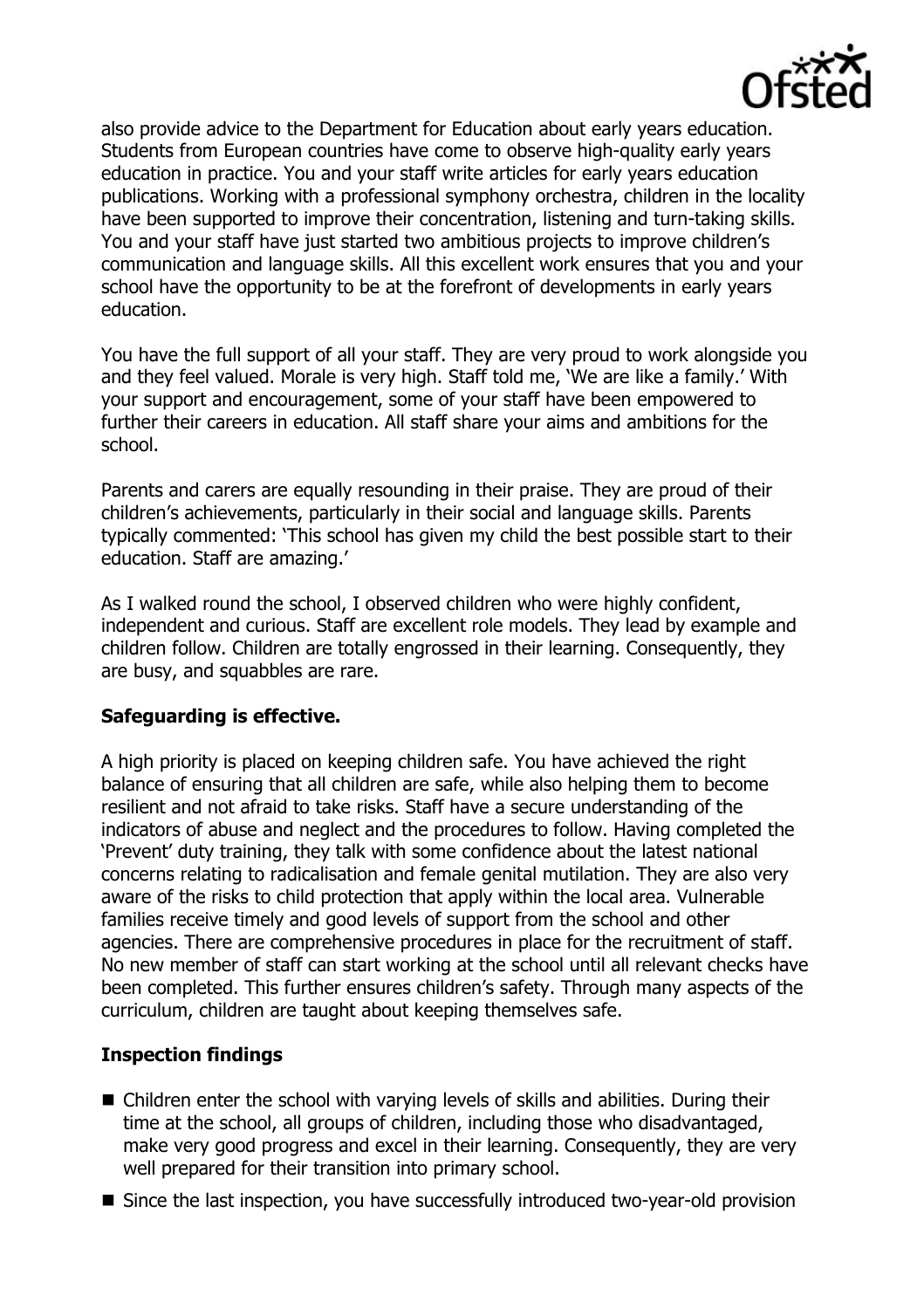also provide advice to the Department for Education about early years education. Students from European countries have come to observe high-quality early years education in practice. You and your staff write articles for early years education publications. Working with a professional symphony orchestra, children in the locality have been supported to improve their concentration, listening and turn-taking skills. You and your staff have just started two ambitious projects to improve children's communication and language skills. All this excellent work ensures that you and your school have the opportunity to be at the forefront of developments in early years education.

You have the full support of all your staff. They are very proud to work alongside you and they feel valued. Morale is very high. Staff told me, 'We are like a family.' With your support and encouragement, some of your staff have been empowered to further their careers in education. All staff share your aims and ambitions for the school.

Parents and carers are equally resounding in their praise. They are proud of their children's achievements, particularly in their social and language skills. Parents typically commented: 'This school has given my child the best possible start to their education. Staff are amazing.'

As I walked round the school, I observed children who were highly confident, independent and curious. Staff are excellent role models. They lead by example and children follow. Children are totally engrossed in their learning. Consequently, they are busy, and squabbles are rare.

## Safeguarding is effective.

A high priority is placed on keeping children safe. You have achieved the right balance of ensuring that all children are safe, while also helping them to become resilient and not afraid to take risks. Staff have a secure understanding of the indicators of abuse and neglect and the procedures to follow. Having completed the 'Prevent' duty training, they talk with some confidence about the latest national concerns relating to radicalisation and female genital mutilation. They are also very aware of the risks to child protection that apply within the local area. Vulnerable families receive timely and good levels of support from the school and other agencies. There are comprehensive procedures in place for the recruitment of staff. No new member of staff can start working at the school until all relevant checks have been completed. This further ensures children's safety. Through many aspects of the curriculum, children are taught about keeping themselves safe.

## Inspection findings

- Children enter the school with varying levels of skills and abilities. During their time at the school, all groups of children, including those who disadvantaged, make very good progress and excel in their learning. Consequently, they are very well prepared for their transition into primary school.
- Since the last inspection, you have successfully introduced two-year-old provision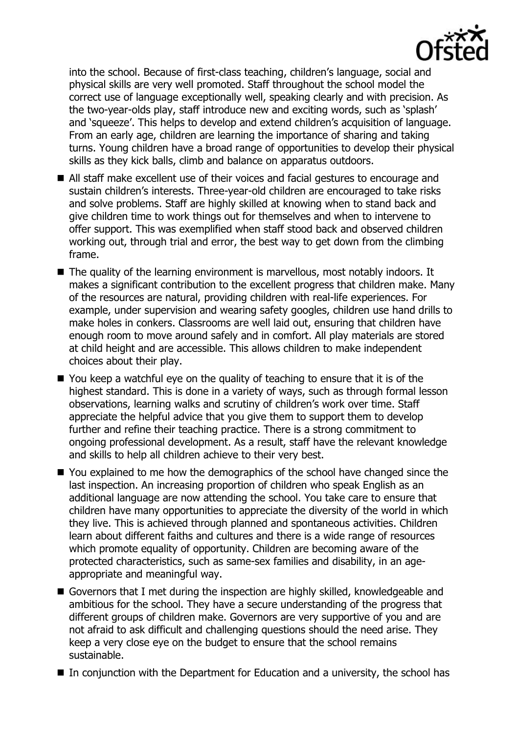into the school. Because of first-class teaching, children's language, social and physical skills are very well promoted. Staff throughout the school model the correct use of language exceptionally well, speaking clearly and with precision. As the two-year-olds play, staff introduce new and exciting words, such as 'splash' and 'squeeze'. This helps to develop and extend children's acquisition of language. From an early age, children are learning the importance of sharing and taking turns. Young children have a broad range of opportunities to develop their physical skills as they kick balls, climb and balance on apparatus outdoors.

- All staff make excellent use of their voices and facial gestures to encourage and sustain children's interests. Three-year-old children are encouraged to take risks and solve problems. Staff are highly skilled at knowing when to stand back and give children time to work things out for themselves and when to intervene to offer support. This was exemplified when staff stood back and observed children working out, through trial and error, the best way to get down from the climbing frame.
- The quality of the learning environment is marvellous, most notably indoors. It makes a significant contribution to the excellent progress that children make. Many of the resources are natural, providing children with real-life experiences. For example, under supervision and wearing safety googles, children use hand drills to make holes in conkers. Classrooms are well laid out, ensuring that children have enough room to move around safely and in comfort. All play materials are stored at child height and are accessible. This allows children to make independent choices about their play.
- You keep a watchful eye on the quality of teaching to ensure that it is of the highest standard. This is done in a variety of ways, such as through formal lesson observations, learning walks and scrutiny of children's work over time. Staff appreciate the helpful advice that you give them to support them to develop further and refine their teaching practice. There is a strong commitment to ongoing professional development. As a result, staff have the relevant knowledge and skills to help all children achieve to their very best.
- You explained to me how the demographics of the school have changed since the last inspection. An increasing proportion of children who speak English as an additional language are now attending the school. You take care to ensure that children have many opportunities to appreciate the diversity of the world in which they live. This is achieved through planned and spontaneous activities. Children learn about different faiths and cultures and there is a wide range of resources which promote equality of opportunity. Children are becoming aware of the protected characteristics, such as same-sex families and disability, in an age-appropriate and meaningful way.
- Governors that I met during the inspection are highly skilled, knowledgeable and ambitious for the school. They have a secure understanding of the progress that different groups of children make. Governors are very supportive of you and are not afraid to ask difficult and challenging questions should the need arise. They keep a very close eye on the budget to ensure that the school remains sustainable.
- In conjunction with the Department for Education and a university, the school has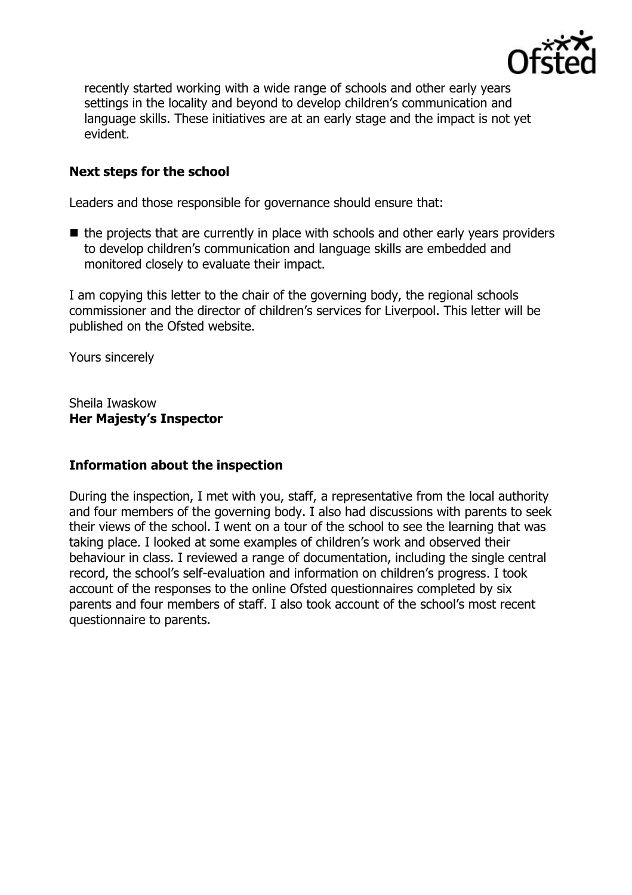recently started working with a wide range of schools and other early years settings in the locality and beyond to develop children's communication and language skills. These initiatives are at an early stage and the impact is not yet evident.

### Next steps for the school

Leaders and those responsible for governance should ensure that:

- the projects that are currently in place with schools and other early years providers to develop children's communication and language skills are embedded and monitored closely to evaluate their impact.

I am copying this letter to the chair of the governing body, the regional schools commissioner and the director of children's services for Liverpool. This letter will be published on the Ofsted website.

Yours sincerely

Sheila Iwaskow
**Her Majesty's Inspector**

### Information about the inspection

During the inspection, I met with you, staff, a representative from the local authority and four members of the governing body. I also had discussions with parents to seek their views of the school. I went on a tour of the school to see the learning that was taking place. I looked at some examples of children's work and observed their behaviour in class. I reviewed a range of documentation, including the single central record, the school's self-evaluation and information on children's progress. I took account of the responses to the online Ofsted questionnaires completed by six parents and four members of staff. I also took account of the school's most recent questionnaire to parents.